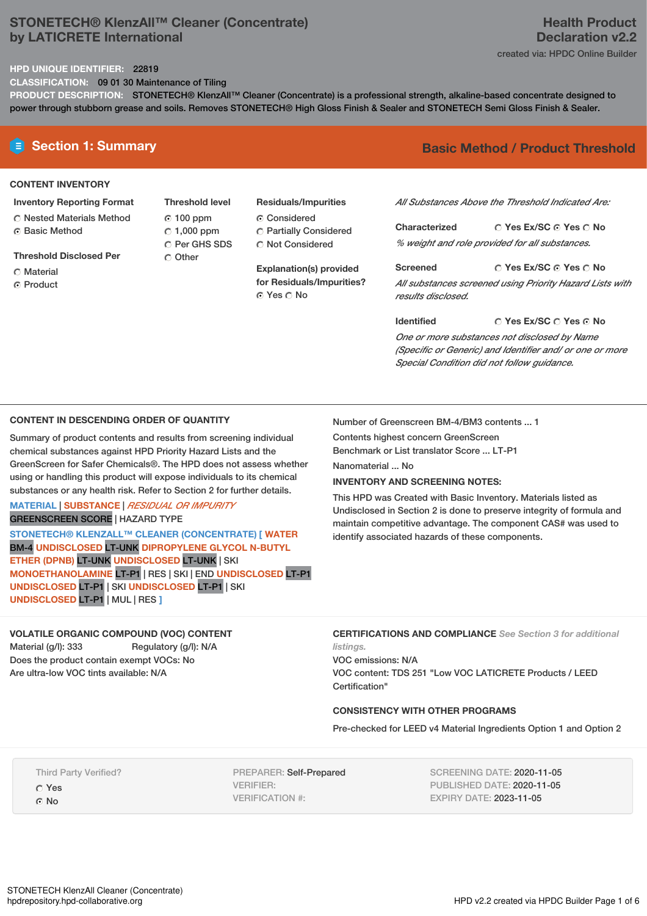# STONETECH® KlenzAll™ Cleaner (Concentrate) by LATICRETE International

**Health Product Declaration v2.2**

created via: HPDC Online Builder

**HPD UNIQUE IDENTIFIER:** 22819

**CLASSIFICATION:** 09 01 30 Maintenance of Tiling

**PRODUCT DESCRIPTION:** STONETECH® KlenzAll™ Cleaner (Concentrate) is a professional strength, alkaline-based concentrate designed to power through stubborn grease and soils. Removes STONETECH® High Gloss Finish & Sealer and STONETECH Semi Gloss Finish & Sealer.

## Section 1: Summary

**Basic Method / Product Threshold**

### CONTENT INVENTORY

**Inventory Reporting Format**
- ○ Nested Materials Method
- ◉ Basic Method

**Threshold Disclosed Per**
- ○ Material
- ◉ Product

**Threshold level**
- ◉ 100 ppm
- ○ 1,000 ppm
- ○ Per GHS SDS
- ○ Other

**Residuals/Impurities**
- ◉ Considered
- ○ Partially Considered
- ○ Not Considered

**Explanation(s) provided for Residuals/Impurities?**
◉ Yes ○ No

*All Substances Above the Threshold Indicated Are:*

**Characterized** ○ Yes Ex/SC ◉ Yes ○ No
*% weight and role provided for all substances.*

**Screened** ○ Yes Ex/SC ◉ Yes ○ No
*All substances screened using Priority Hazard Lists with results disclosed.*

**Identified** ○ Yes Ex/SC ○ Yes ◉ No
*One or more substances not disclosed by Name (Specific or Generic) and Identifier and/ or one or more Special Condition did not follow guidance.*

### CONTENT IN DESCENDING ORDER OF QUANTITY

Summary of product contents and results from screening individual chemical substances against HPD Priority Hazard Lists and the GreenScreen for Safer Chemicals®. The HPD does not assess whether using or handling this product will expose individuals to its chemical substances or any health risk. Refer to Section 2 for further details.

MATERIAL | SUBSTANCE | *RESIDUAL OR IMPURITY*
GREENSCREEN SCORE | HAZARD TYPE

**STONETECH® KLENZALL™ CLEANER (CONCENTRATE) [ WATER** BM-4 **UNDISCLOSED** LT-UNK **DIPROPYLENE GLYCOL N-BUTYL ETHER (DPNB)** LT-UNK **UNDISCLOSED** LT-UNK | SKI **MONOETHANOLAMINE** LT-P1 | RES | SKI | END **UNDISCLOSED** LT-P1 **UNDISCLOSED** LT-P1 | SKI **UNDISCLOSED** LT-P1 | SKI **UNDISCLOSED** LT-P1 | MUL | RES **]**

Number of Greenscreen BM-4/BM3 contents ... 1

Contents highest concern GreenScreen Benchmark or List translator Score ... LT-P1

Nanomaterial ... No

**INVENTORY AND SCREENING NOTES:**

This HPD was Created with Basic Inventory. Materials listed as Undisclosed in Section 2 is done to preserve integrity of formula and maintain competitive advantage. The component CAS# was used to identify associated hazards of these components.

### VOLATILE ORGANIC COMPOUND (VOC) CONTENT

Material (g/l): 333 Regulatory (g/l): N/A

Does the product contain exempt VOCs: No

Are ultra-low VOC tints available: N/A

### CERTIFICATIONS AND COMPLIANCE *See Section 3 for additional listings.*

VOC emissions: N/A

VOC content: TDS 251 "Low VOC LATICRETE Products / LEED Certification"

### CONSISTENCY WITH OTHER PROGRAMS

Pre-checked for LEED v4 Material Ingredients Option 1 and Option 2

Third Party Verified?
- ○ Yes
- ◉ No

PREPARER: Self-Prepared
VERIFIER:
VERIFICATION #:

SCREENING DATE: 2020-11-05
PUBLISHED DATE: 2020-11-05
EXPIRY DATE: 2023-11-05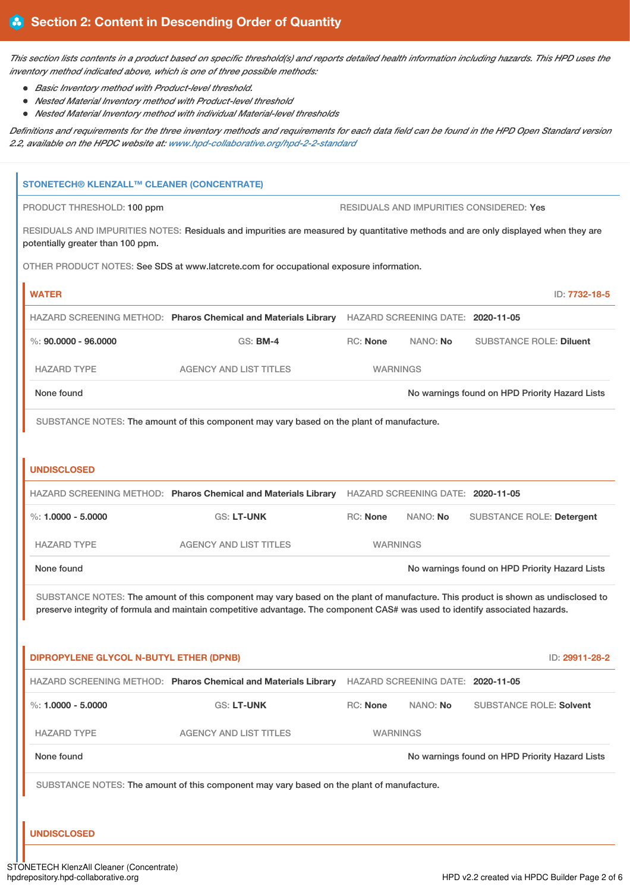## Section 2: Content in Descending Order of Quantity

*This section lists contents in a product based on specific threshold(s) and reports detailed health information including hazards. This HPD uses the inventory method indicated above, which is one of three possible methods:*

- *Basic Inventory method with Product-level threshold.*
- *Nested Material Inventory method with Product-level threshold*
- *Nested Material Inventory method with individual Material-level thresholds*

*Definitions and requirements for the three inventory methods and requirements for each data field can be found in the HPD Open Standard version 2.2, available on the HPDC website at: www.hpd-collaborative.org/hpd-2-2-standard*

### STONETECH® KLENZALL™ CLEANER (CONCENTRATE)

PRODUCT THRESHOLD: 100 ppm

RESIDUALS AND IMPURITIES CONSIDERED: Yes

RESIDUALS AND IMPURITIES NOTES: Residuals and impurities are measured by quantitative methods and are only displayed when they are potentially greater than 100 ppm.

OTHER PRODUCT NOTES: See SDS at www.latcrete.com for occupational exposure information.

#### WATER

ID: 7732-18-5

HAZARD SCREENING METHOD: **Pharos Chemical and Materials Library** HAZARD SCREENING DATE: **2020-11-05**

%: **90.0000 - 96.0000** GS: **BM-4** RC: **None** NANO: **No** SUBSTANCE ROLE: **Diluent**

| HAZARD TYPE | AGENCY AND LIST TITLES | WARNINGS |
|---|---|---|
| None found | | No warnings found on HPD Priority Hazard Lists |

SUBSTANCE NOTES: The amount of this component may vary based on the plant of manufacture.

#### UNDISCLOSED

HAZARD SCREENING METHOD: **Pharos Chemical and Materials Library** HAZARD SCREENING DATE: **2020-11-05**

%: **1.0000 - 5.0000** GS: **LT-UNK** RC: **None** NANO: **No** SUBSTANCE ROLE: **Detergent**

| HAZARD TYPE | AGENCY AND LIST TITLES | WARNINGS |
|---|---|---|
| None found | | No warnings found on HPD Priority Hazard Lists |

SUBSTANCE NOTES: The amount of this component may vary based on the plant of manufacture. This product is shown as undisclosed to preserve integrity of formula and maintain competitive advantage. The component CAS# was used to identify associated hazards.

#### DIPROPYLENE GLYCOL N-BUTYL ETHER (DPNB)

ID: 29911-28-2

HAZARD SCREENING METHOD: **Pharos Chemical and Materials Library** HAZARD SCREENING DATE: **2020-11-05**

%: **1.0000 - 5.0000** GS: **LT-UNK** RC: **None** NANO: **No** SUBSTANCE ROLE: **Solvent**

| HAZARD TYPE | AGENCY AND LIST TITLES | WARNINGS |
|---|---|---|
| None found | | No warnings found on HPD Priority Hazard Lists |

SUBSTANCE NOTES: The amount of this component may vary based on the plant of manufacture.

#### UNDISCLOSED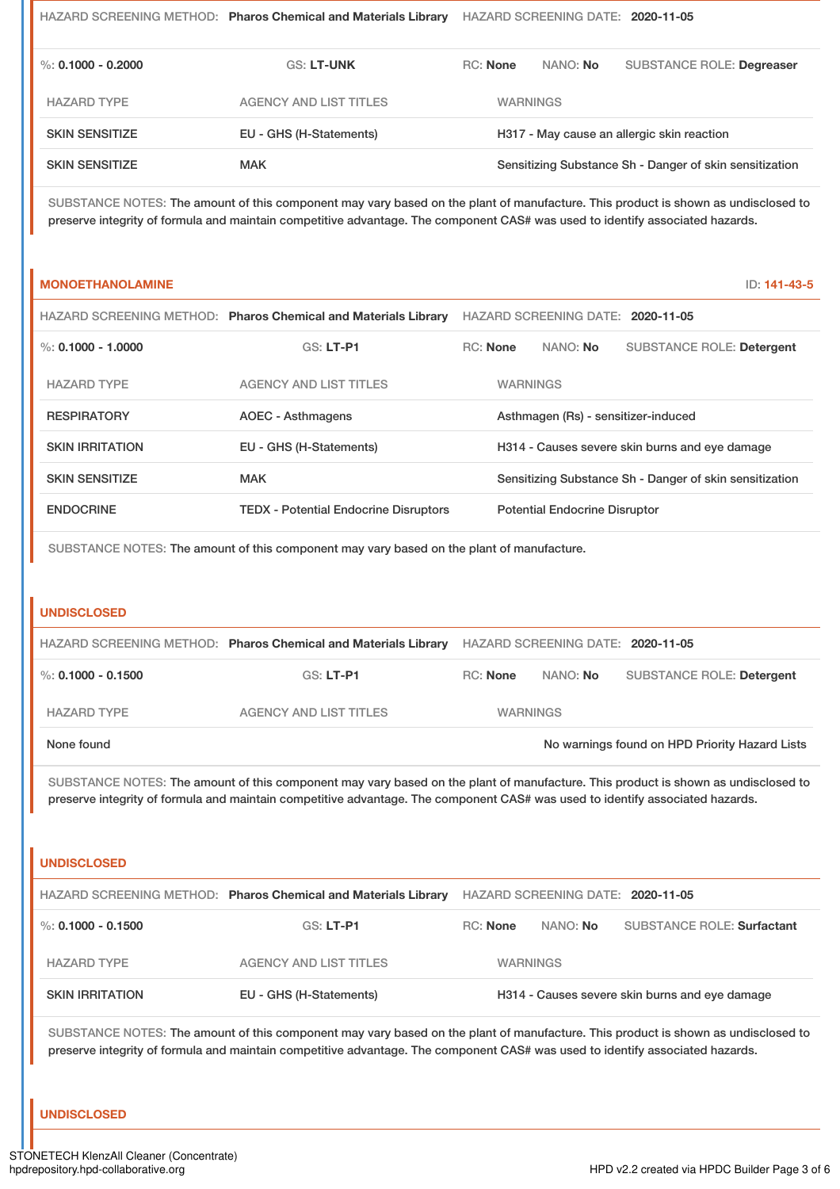HAZARD SCREENING METHOD: **Pharos Chemical and Materials Library** HAZARD SCREENING DATE: **2020-11-05**

%: **0.1000 - 0.2000** GS: **LT-UNK** RC: **None** NANO: **No** SUBSTANCE ROLE: **Degreaser**

| HAZARD TYPE | AGENCY AND LIST TITLES | WARNINGS |
|---|---|---|
| SKIN SENSITIZE | EU - GHS (H-Statements) | H317 - May cause an allergic skin reaction |
| SKIN SENSITIZE | MAK | Sensitizing Substance Sh - Danger of skin sensitization |

SUBSTANCE NOTES: The amount of this component may vary based on the plant of manufacture. This product is shown as undisclosed to preserve integrity of formula and maintain competitive advantage. The component CAS# was used to identify associated hazards.

## MONOETHANOLAMINE

ID: **141-43-5**

HAZARD SCREENING METHOD: **Pharos Chemical and Materials Library** HAZARD SCREENING DATE: **2020-11-05**

%: **0.1000 - 1.0000** GS: **LT-P1** RC: **None** NANO: **No** SUBSTANCE ROLE: **Detergent**

| HAZARD TYPE | AGENCY AND LIST TITLES | WARNINGS |
|---|---|---|
| RESPIRATORY | AOEC - Asthmagens | Asthmagen (Rs) - sensitizer-induced |
| SKIN IRRITATION | EU - GHS (H-Statements) | H314 - Causes severe skin burns and eye damage |
| SKIN SENSITIZE | MAK | Sensitizing Substance Sh - Danger of skin sensitization |
| ENDOCRINE | TEDX - Potential Endocrine Disruptors | Potential Endocrine Disruptor |

SUBSTANCE NOTES: The amount of this component may vary based on the plant of manufacture.

## UNDISCLOSED

HAZARD SCREENING METHOD: **Pharos Chemical and Materials Library** HAZARD SCREENING DATE: **2020-11-05**

%: **0.1000 - 0.1500** GS: **LT-P1** RC: **None** NANO: **No** SUBSTANCE ROLE: **Detergent**

| HAZARD TYPE | AGENCY AND LIST TITLES | WARNINGS |
|---|---|---|
| None found | | No warnings found on HPD Priority Hazard Lists |

SUBSTANCE NOTES: The amount of this component may vary based on the plant of manufacture. This product is shown as undisclosed to preserve integrity of formula and maintain competitive advantage. The component CAS# was used to identify associated hazards.

## UNDISCLOSED

HAZARD SCREENING METHOD: **Pharos Chemical and Materials Library** HAZARD SCREENING DATE: **2020-11-05**

%: **0.1000 - 0.1500** GS: **LT-P1** RC: **None** NANO: **No** SUBSTANCE ROLE: **Surfactant**

| HAZARD TYPE | AGENCY AND LIST TITLES | WARNINGS |
|---|---|---|
| SKIN IRRITATION | EU - GHS (H-Statements) | H314 - Causes severe skin burns and eye damage |

SUBSTANCE NOTES: The amount of this component may vary based on the plant of manufacture. This product is shown as undisclosed to preserve integrity of formula and maintain competitive advantage. The component CAS# was used to identify associated hazards.

## UNDISCLOSED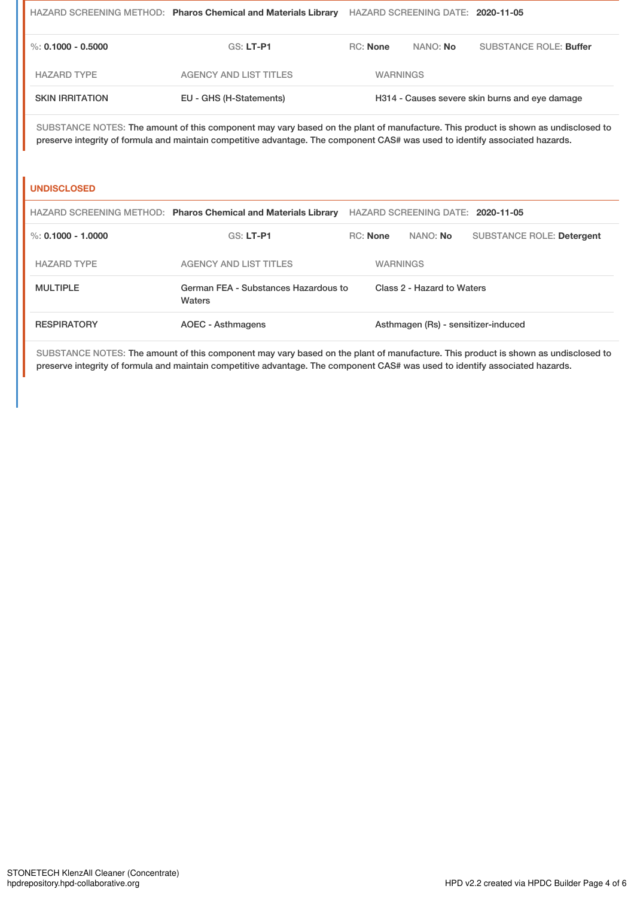HAZARD SCREENING METHOD: **Pharos Chemical and Materials Library** HAZARD SCREENING DATE: **2020-11-05**

%: **0.1000 - 0.5000** GS: **LT-P1** RC: **None** NANO: **No** SUBSTANCE ROLE: **Buffer**

| HAZARD TYPE | AGENCY AND LIST TITLES | WARNINGS |
| --- | --- | --- |
| SKIN IRRITATION | EU - GHS (H-Statements) | H314 - Causes severe skin burns and eye damage |

SUBSTANCE NOTES: The amount of this component may vary based on the plant of manufacture. This product is shown as undisclosed to preserve integrity of formula and maintain competitive advantage. The component CAS# was used to identify associated hazards.

## UNDISCLOSED

HAZARD SCREENING METHOD: **Pharos Chemical and Materials Library** HAZARD SCREENING DATE: **2020-11-05**

%: **0.1000 - 1.0000** GS: **LT-P1** RC: **None** NANO: **No** SUBSTANCE ROLE: **Detergent**

| HAZARD TYPE | AGENCY AND LIST TITLES | WARNINGS |
| --- | --- | --- |
| MULTIPLE | German FEA - Substances Hazardous to Waters | Class 2 - Hazard to Waters |
| RESPIRATORY | AOEC - Asthmagens | Asthmagen (Rs) - sensitizer-induced |

SUBSTANCE NOTES: The amount of this component may vary based on the plant of manufacture. This product is shown as undisclosed to preserve integrity of formula and maintain competitive advantage. The component CAS# was used to identify associated hazards.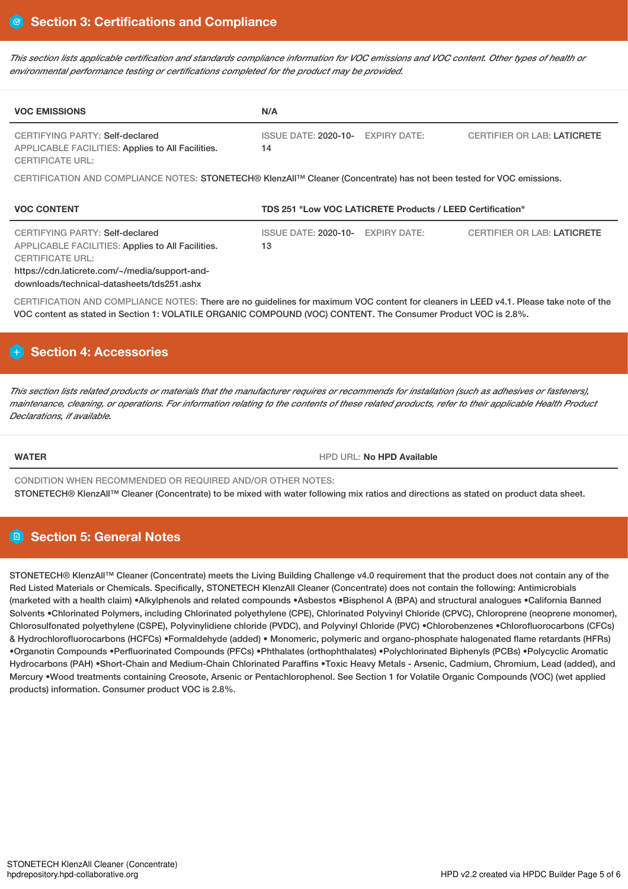## Section 3: Certifications and Compliance

*This section lists applicable certification and standards compliance information for VOC emissions and VOC content. Other types of health or environmental performance testing or certifications completed for the product may be provided.*

| VOC EMISSIONS | N/A | | |
|---|---|---|---|
| CERTIFYING PARTY: Self-declared<br>APPLICABLE FACILITIES: Applies to All Facilities.<br>CERTIFICATE URL: | ISSUE DATE: 2020-10-14 | EXPIRY DATE: | CERTIFIER OR LAB: LATICRETE |

CERTIFICATION AND COMPLIANCE NOTES: STONETECH® KlenzAll™ Cleaner (Concentrate) has not been tested for VOC emissions.

| VOC CONTENT | TDS 251 "Low VOC LATICRETE Products / LEED Certification" | | |
|---|---|---|---|
| CERTIFYING PARTY: Self-declared<br>APPLICABLE FACILITIES: Applies to All Facilities.<br>CERTIFICATE URL:<br>https://cdn.laticrete.com/~/media/support-and-downloads/technical-datasheets/tds251.ashx | ISSUE DATE: 2020-10-13 | EXPIRY DATE: | CERTIFIER OR LAB: LATICRETE |

CERTIFICATION AND COMPLIANCE NOTES: There are no guidelines for maximum VOC content for cleaners in LEED v4.1. Please take note of the VOC content as stated in Section 1: VOLATILE ORGANIC COMPOUND (VOC) CONTENT. The Consumer Product VOC is 2.8%.

## Section 4: Accessories

*This section lists related products or materials that the manufacturer requires or recommends for installation (such as adhesives or fasteners), maintenance, cleaning, or operations. For information relating to the contents of these related products, refer to their applicable Health Product Declarations, if available.*

| WATER | HPD URL: No HPD Available |
|---|---|

CONDITION WHEN RECOMMENDED OR REQUIRED AND/OR OTHER NOTES:
STONETECH® KlenzAll™ Cleaner (Concentrate) to be mixed with water following mix ratios and directions as stated on product data sheet.

## Section 5: General Notes

STONETECH® KlenzAll™ Cleaner (Concentrate) meets the Living Building Challenge v4.0 requirement that the product does not contain any of the Red Listed Materials or Chemicals. Specifically, STONETECH KlenzAll Cleaner (Concentrate) does not contain the following: Antimicrobials (marketed with a health claim) •Alkylphenols and related compounds •Asbestos •Bisphenol A (BPA) and structural analogues •California Banned Solvents •Chlorinated Polymers, including Chlorinated polyethylene (CPE), Chlorinated Polyvinyl Chloride (CPVC), Chloroprene (neoprene monomer), Chlorosulfonated polyethylene (CSPE), Polyvinylidiene chloride (PVDC), and Polyvinyl Chloride (PVC) •Chlorobenzenes •Chlorofluorocarbons (CFCs) & Hydrochlorofluorocarbons (HCFCs) •Formaldehyde (added) • Monomeric, polymeric and organo-phosphate halogenated flame retardants (HFRs) •Organotin Compounds •Perfluorinated Compounds (PFCs) •Phthalates (orthophthalates) •Polychlorinated Biphenyls (PCBs) •Polycyclic Aromatic Hydrocarbons (PAH) •Short-Chain and Medium-Chain Chlorinated Paraffins •Toxic Heavy Metals - Arsenic, Cadmium, Chromium, Lead (added), and Mercury •Wood treatments containing Creosote, Arsenic or Pentachlorophenol. See Section 1 for Volatile Organic Compounds (VOC) (wet applied products) information. Consumer product VOC is 2.8%.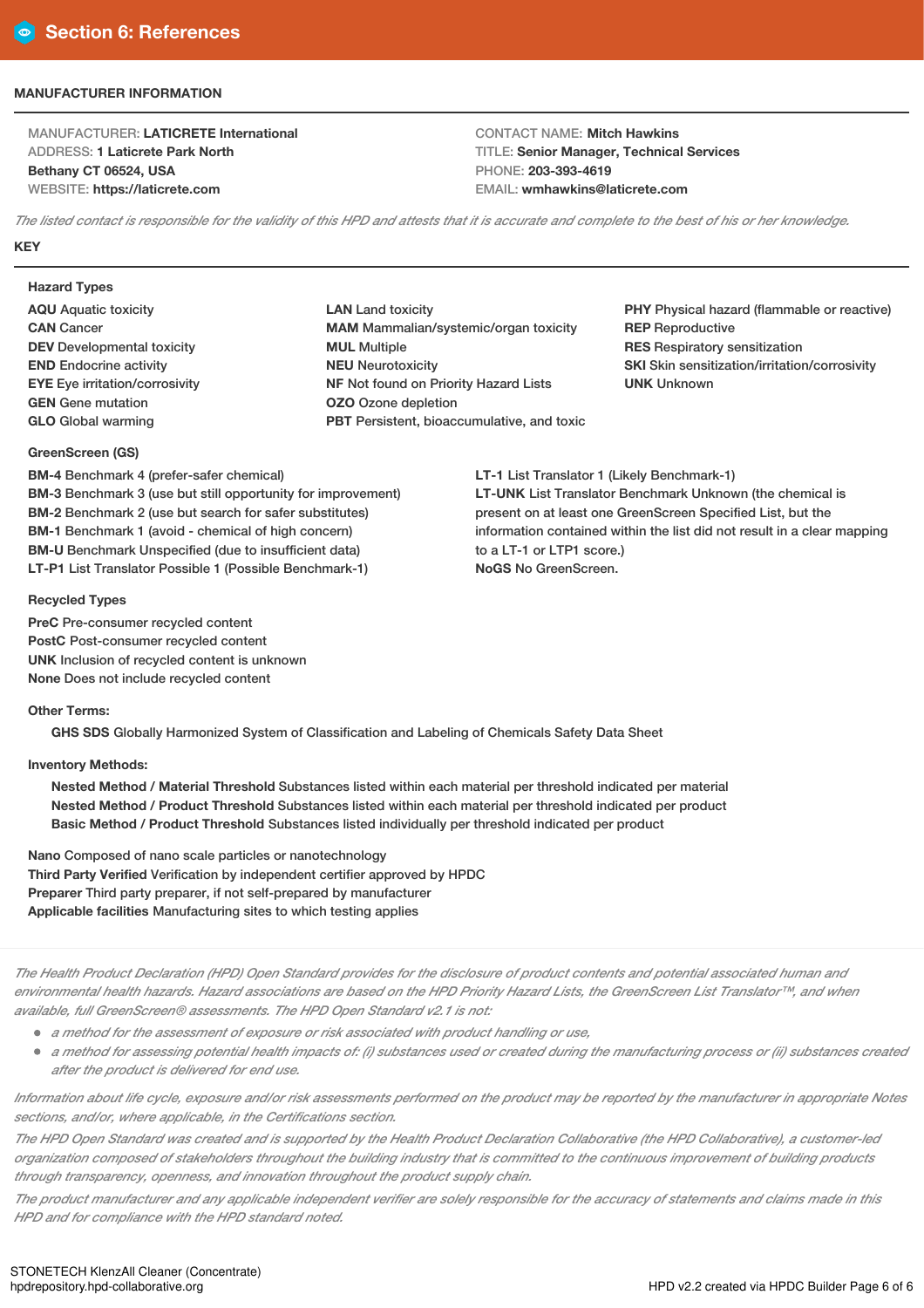## Section 6: References

### MANUFACTURER INFORMATION

MANUFACTURER: **LATICRETE International**
ADDRESS: **1 Laticrete Park North**
**Bethany CT 06524, USA**
WEBSITE: **https://laticrete.com**

CONTACT NAME: **Mitch Hawkins**
TITLE: **Senior Manager, Technical Services**
PHONE: **203-393-4619**
EMAIL: **wmhawkins@laticrete.com**

*The listed contact is responsible for the validity of this HPD and attests that it is accurate and complete to the best of his or her knowledge.*

### KEY

**Hazard Types**

**AQU** Aquatic toxicity
**CAN** Cancer
**DEV** Developmental toxicity
**END** Endocrine activity
**EYE** Eye irritation/corrosivity
**GEN** Gene mutation
**GLO** Global warming
**LAN** Land toxicity
**MAM** Mammalian/systemic/organ toxicity
**MUL** Multiple
**NEU** Neurotoxicity
**NF** Not found on Priority Hazard Lists
**OZO** Ozone depletion
**PBT** Persistent, bioaccumulative, and toxic
**PHY** Physical hazard (flammable or reactive)
**REP** Reproductive
**RES** Respiratory sensitization
**SKI** Skin sensitization/irritation/corrosivity
**UNK** Unknown

**GreenScreen (GS)**

**BM-4** Benchmark 4 (prefer-safer chemical)
**BM-3** Benchmark 3 (use but still opportunity for improvement)
**BM-2** Benchmark 2 (use but search for safer substitutes)
**BM-1** Benchmark 1 (avoid - chemical of high concern)
**BM-U** Benchmark Unspecified (due to insufficient data)
**LT-P1** List Translator Possible 1 (Possible Benchmark-1)
**LT-1** List Translator 1 (Likely Benchmark-1)
**LT-UNK** List Translator Benchmark Unknown (the chemical is present on at least one GreenScreen Specified List, but the information contained within the list did not result in a clear mapping to a LT-1 or LTP1 score.)
**NoGS** No GreenScreen.

**Recycled Types**

**PreC** Pre-consumer recycled content
**PostC** Post-consumer recycled content
**UNK** Inclusion of recycled content is unknown
**None** Does not include recycled content

**Other Terms:**

**GHS SDS** Globally Harmonized System of Classification and Labeling of Chemicals Safety Data Sheet

**Inventory Methods:**

**Nested Method / Material Threshold** Substances listed within each material per threshold indicated per material
**Nested Method / Product Threshold** Substances listed within each material per threshold indicated per product
**Basic Method / Product Threshold** Substances listed individually per threshold indicated per product

**Nano** Composed of nano scale particles or nanotechnology
**Third Party Verified** Verification by independent certifier approved by HPDC
**Preparer** Third party preparer, if not self-prepared by manufacturer
**Applicable facilities** Manufacturing sites to which testing applies

*The Health Product Declaration (HPD) Open Standard provides for the disclosure of product contents and potential associated human and environmental health hazards. Hazard associations are based on the HPD Priority Hazard Lists, the GreenScreen List Translator™, and when available, full GreenScreen® assessments. The HPD Open Standard v2.1 is not:*

- *a method for the assessment of exposure or risk associated with product handling or use,*
- *a method for assessing potential health impacts of: (i) substances used or created during the manufacturing process or (ii) substances created after the product is delivered for end use.*

*Information about life cycle, exposure and/or risk assessments performed on the product may be reported by the manufacturer in appropriate Notes sections, and/or, where applicable, in the Certifications section.*

*The HPD Open Standard was created and is supported by the Health Product Declaration Collaborative (the HPD Collaborative), a customer-led organization composed of stakeholders throughout the building industry that is committed to the continuous improvement of building products through transparency, openness, and innovation throughout the product supply chain.*

*The product manufacturer and any applicable independent verifier are solely responsible for the accuracy of statements and claims made in this HPD and for compliance with the HPD standard noted.*